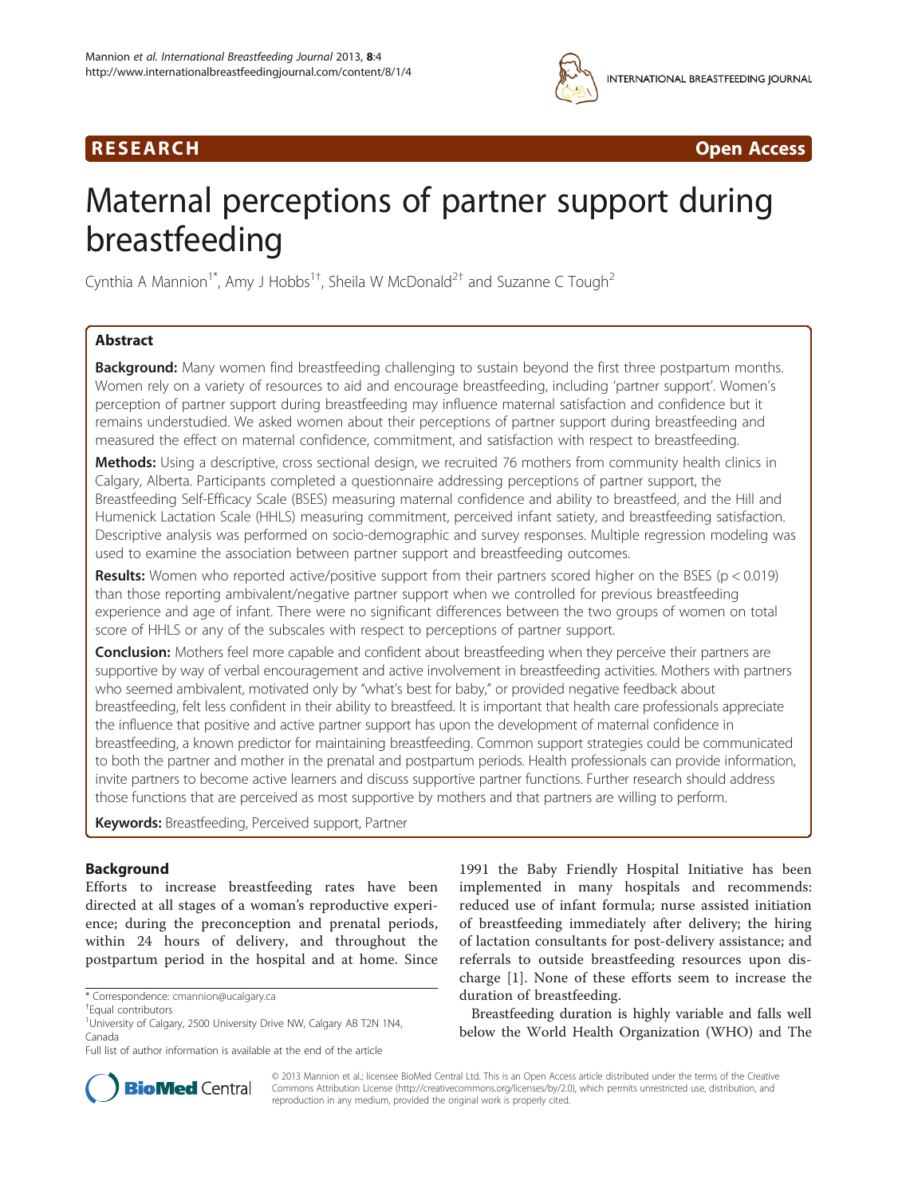**RESEARCH** **Open Access**

# Maternal perceptions of partner support during breastfeeding

Cynthia A Mannion[1*], Amy J Hobbs[1†], Sheila W McDonald[2†] and Suzanne C Tough[2]

## Abstract

**Background:** Many women find breastfeeding challenging to sustain beyond the first three postpartum months. Women rely on a variety of resources to aid and encourage breastfeeding, including 'partner support'. Women's perception of partner support during breastfeeding may influence maternal satisfaction and confidence but it remains understudied. We asked women about their perceptions of partner support during breastfeeding and measured the effect on maternal confidence, commitment, and satisfaction with respect to breastfeeding.

**Methods:** Using a descriptive, cross sectional design, we recruited 76 mothers from community health clinics in Calgary, Alberta. Participants completed a questionnaire addressing perceptions of partner support, the Breastfeeding Self-Efficacy Scale (BSES) measuring maternal confidence and ability to breastfeed, and the Hill and Humenick Lactation Scale (HHLS) measuring commitment, perceived infant satiety, and breastfeeding satisfaction. Descriptive analysis was performed on socio-demographic and survey responses. Multiple regression modeling was used to examine the association between partner support and breastfeeding outcomes.

**Results:** Women who reported active/positive support from their partners scored higher on the BSES ($p < 0.019$) than those reporting ambivalent/negative partner support when we controlled for previous breastfeeding experience and age of infant. There were no significant differences between the two groups of women on total score of HHLS or any of the subscales with respect to perceptions of partner support.

**Conclusion:** Mothers feel more capable and confident about breastfeeding when they perceive their partners are supportive by way of verbal encouragement and active involvement in breastfeeding activities. Mothers with partners who seemed ambivalent, motivated only by "what's best for baby," or provided negative feedback about breastfeeding, felt less confident in their ability to breastfeed. It is important that health care professionals appreciate the influence that positive and active partner support has upon the development of maternal confidence in breastfeeding, a known predictor for maintaining breastfeeding. Common support strategies could be communicated to both the partner and mother in the prenatal and postpartum periods. Health professionals can provide information, invite partners to become active learners and discuss supportive partner functions. Further research should address those functions that are perceived as most supportive by mothers and that partners are willing to perform.

**Keywords:** Breastfeeding, Perceived support, Partner

## Background

Efforts to increase breastfeeding rates have been directed at all stages of a woman's reproductive experience; during the preconception and prenatal periods, within 24 hours of delivery, and throughout the postpartum period in the hospital and at home. Since 1991 the Baby Friendly Hospital Initiative has been implemented in many hospitals and recommends: reduced use of infant formula; nurse assisted initiation of breastfeeding immediately after delivery; the hiring of lactation consultants for post-delivery assistance; and referrals to outside breastfeeding resources upon discharge [1]. None of these efforts seem to increase the duration of breastfeeding.

Breastfeeding duration is highly variable and falls well below the World Health Organization (WHO) and The

\* Correspondence: cmannion@ucalgary.ca
†Equal contributors
[1]University of Calgary, 2500 University Drive NW, Calgary AB T2N 1N4, Canada
Full list of author information is available at the end of the article

© 2013 Mannion et al.; licensee BioMed Central Ltd. This is an Open Access article distributed under the terms of the Creative Commons Attribution License (http://creativecommons.org/licenses/by/2.0), which permits unrestricted use, distribution, and reproduction in any medium, provided the original work is properly cited.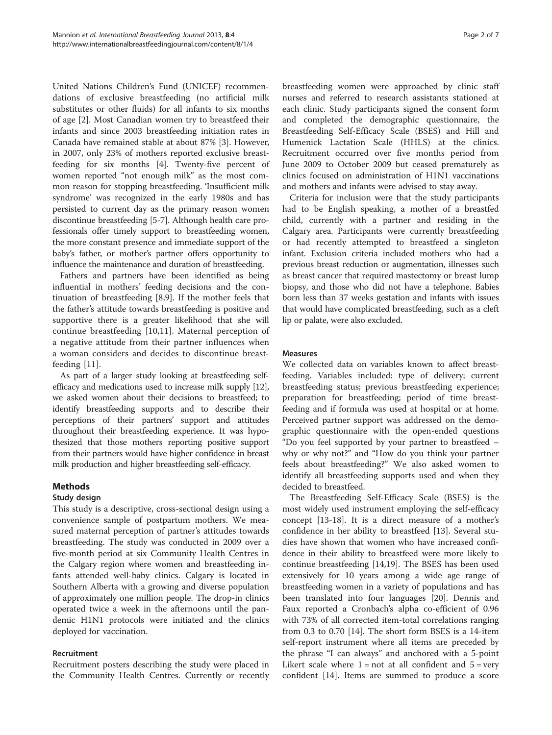United Nations Children's Fund (UNICEF) recommendations of exclusive breastfeeding (no artificial milk substitutes or other fluids) for all infants to six months of age [2]. Most Canadian women try to breastfeed their infants and since 2003 breastfeeding initiation rates in Canada have remained stable at about 87% [3]. However, in 2007, only 23% of mothers reported exclusive breastfeeding for six months [4]. Twenty-five percent of women reported "not enough milk" as the most common reason for stopping breastfeeding. 'Insufficient milk syndrome' was recognized in the early 1980s and has persisted to current day as the primary reason women discontinue breastfeeding [5-7]. Although health care professionals offer timely support to breastfeeding women, the more constant presence and immediate support of the baby's father, or mother's partner offers opportunity to influence the maintenance and duration of breastfeeding.

Fathers and partners have been identified as being influential in mothers' feeding decisions and the continuation of breastfeeding [8,9]. If the mother feels that the father's attitude towards breastfeeding is positive and supportive there is a greater likelihood that she will continue breastfeeding [10,11]. Maternal perception of a negative attitude from their partner influences when a woman considers and decides to discontinue breastfeeding [11].

As part of a larger study looking at breastfeeding self-efficacy and medications used to increase milk supply [12], we asked women about their decisions to breastfeed; to identify breastfeeding supports and to describe their perceptions of their partners' support and attitudes throughout their breastfeeding experience. It was hypothesized that those mothers reporting positive support from their partners would have higher confidence in breast milk production and higher breastfeeding self-efficacy.

## Methods

### Study design

This study is a descriptive, cross-sectional design using a convenience sample of postpartum mothers. We measured maternal perception of partner's attitudes towards breastfeeding. The study was conducted in 2009 over a five-month period at six Community Health Centres in the Calgary region where women and breastfeeding infants attended well-baby clinics. Calgary is located in Southern Alberta with a growing and diverse population of approximately one million people. The drop-in clinics operated twice a week in the afternoons until the pandemic H1N1 protocols were initiated and the clinics deployed for vaccination.

### Recruitment

Recruitment posters describing the study were placed in the Community Health Centres. Currently or recently breastfeeding women were approached by clinic staff nurses and referred to research assistants stationed at each clinic. Study participants signed the consent form and completed the demographic questionnaire, the Breastfeeding Self-Efficacy Scale (BSES) and Hill and Humenick Lactation Scale (HHLS) at the clinics. Recruitment occurred over five months period from June 2009 to October 2009 but ceased prematurely as clinics focused on administration of H1N1 vaccinations and mothers and infants were advised to stay away.

Criteria for inclusion were that the study participants had to be English speaking, a mother of a breastfed child, currently with a partner and residing in the Calgary area. Participants were currently breastfeeding or had recently attempted to breastfeed a singleton infant. Exclusion criteria included mothers who had a previous breast reduction or augmentation, illnesses such as breast cancer that required mastectomy or breast lump biopsy, and those who did not have a telephone. Babies born less than 37 weeks gestation and infants with issues that would have complicated breastfeeding, such as a cleft lip or palate, were also excluded.

### Measures

We collected data on variables known to affect breastfeeding. Variables included: type of delivery; current breastfeeding status; previous breastfeeding experience; preparation for breastfeeding; period of time breastfeeding and if formula was used at hospital or at home. Perceived partner support was addressed on the demographic questionnaire with the open-ended questions "Do you feel supported by your partner to breastfeed – why or why not?" and "How do you think your partner feels about breastfeeding?" We also asked women to identify all breastfeeding supports used and when they decided to breastfeed.

The Breastfeeding Self-Efficacy Scale (BSES) is the most widely used instrument employing the self-efficacy concept [13-18]. It is a direct measure of a mother's confidence in her ability to breastfeed [13]. Several studies have shown that women who have increased confidence in their ability to breastfeed were more likely to continue breastfeeding [14,19]. The BSES has been used extensively for 10 years among a wide age range of breastfeeding women in a variety of populations and has been translated into four languages [20]. Dennis and Faux reported a Cronbach's alpha co-efficient of 0.96 with 73% of all corrected item-total correlations ranging from 0.3 to 0.70 [14]. The short form BSES is a 14-item self-report instrument where all items are preceded by the phrase "I can always" and anchored with a 5-point Likert scale where 1 = not at all confident and 5 = very confident [14]. Items are summed to produce a score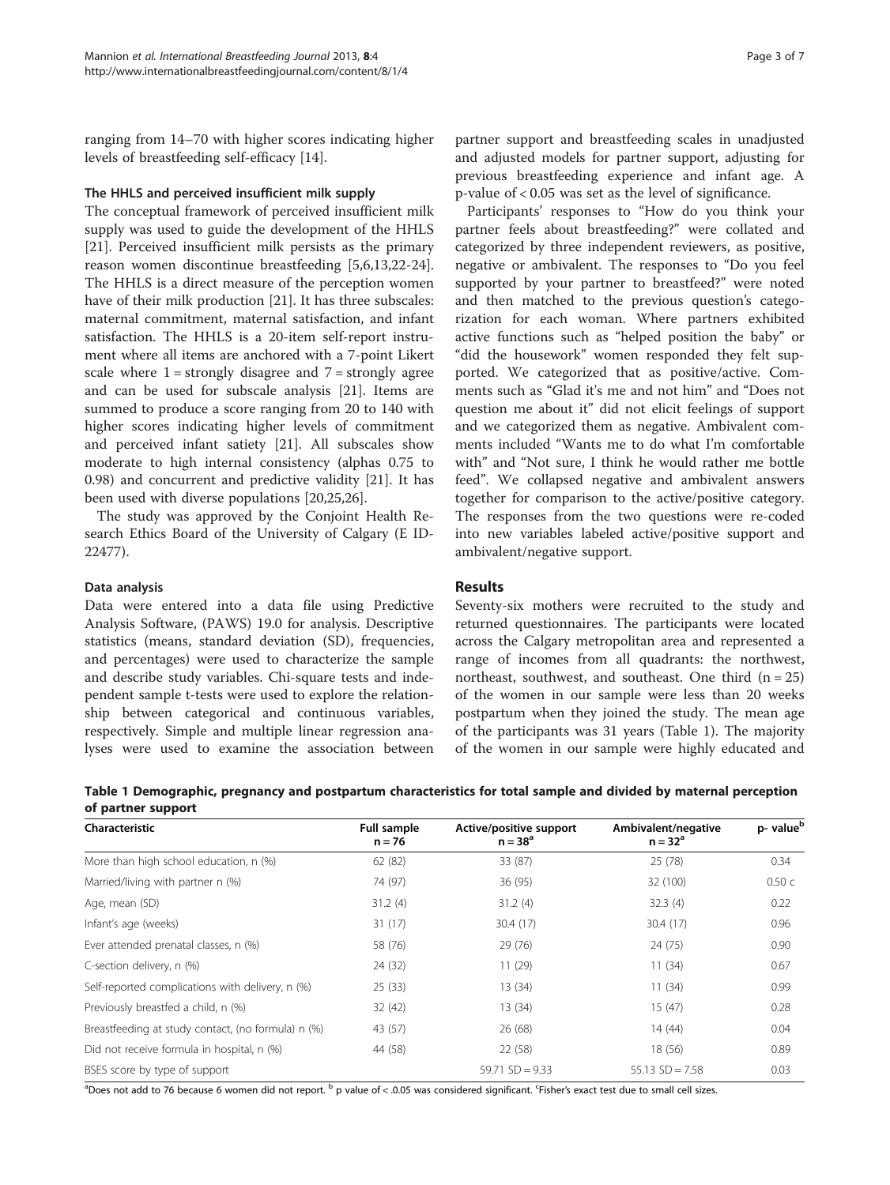ranging from 14–70 with higher scores indicating higher levels of breastfeeding self-efficacy [14].

### The HHLS and perceived insufficient milk supply

The conceptual framework of perceived insufficient milk supply was used to guide the development of the HHLS [21]. Perceived insufficient milk persists as the primary reason women discontinue breastfeeding [5,6,13,22-24]. The HHLS is a direct measure of the perception women have of their milk production [21]. It has three subscales: maternal commitment, maternal satisfaction, and infant satisfaction. The HHLS is a 20-item self-report instrument where all items are anchored with a 7-point Likert scale where 1 = strongly disagree and 7 = strongly agree and can be used for subscale analysis [21]. Items are summed to produce a score ranging from 20 to 140 with higher scores indicating higher levels of commitment and perceived infant satiety [21]. All subscales show moderate to high internal consistency (alphas 0.75 to 0.98) and concurrent and predictive validity [21]. It has been used with diverse populations [20,25,26].

The study was approved by the Conjoint Health Research Ethics Board of the University of Calgary (E ID-22477).

### Data analysis

Data were entered into a data file using Predictive Analysis Software, (PAWS) 19.0 for analysis. Descriptive statistics (means, standard deviation (SD), frequencies, and percentages) were used to characterize the sample and describe study variables. Chi-square tests and independent sample t-tests were used to explore the relationship between categorical and continuous variables, respectively. Simple and multiple linear regression analyses were used to examine the association between partner support and breastfeeding scales in unadjusted and adjusted models for partner support, adjusting for previous breastfeeding experience and infant age. A p-value of < 0.05 was set as the level of significance.

Participants' responses to "How do you think your partner feels about breastfeeding?" were collated and categorized by three independent reviewers, as positive, negative or ambivalent. The responses to "Do you feel supported by your partner to breastfeed?" were noted and then matched to the previous question's categorization for each woman. Where partners exhibited active functions such as "helped position the baby" or "did the housework" women responded they felt supported. We categorized that as positive/active. Comments such as "Glad it's me and not him" and "Does not question me about it" did not elicit feelings of support and we categorized them as negative. Ambivalent comments included "Wants me to do what I'm comfortable with" and "Not sure, I think he would rather me bottle feed". We collapsed negative and ambivalent answers together for comparison to the active/positive category. The responses from the two questions were re-coded into new variables labeled active/positive support and ambivalent/negative support.

## Results

Seventy-six mothers were recruited to the study and returned questionnaires. The participants were located across the Calgary metropolitan area and represented a range of incomes from all quadrants: the northwest, northeast, southwest, and southeast. One third (n = 25) of the women in our sample were less than 20 weeks postpartum when they joined the study. The mean age of the participants was 31 years (Table 1). The majority of the women in our sample were highly educated and

**Table 1 Demographic, pregnancy and postpartum characteristics for total sample and divided by maternal perception of partner support**

| Characteristic | Full sample n = 76 | Active/positive support n = 38[a] | Ambivalent/negative n = 32[a] | p- value[b] |
|---|---|---|---|---|
| More than high school education, n (%) | 62 (82) | 33 (87) | 25 (78) | 0.34 |
| Married/living with partner n (%) | 74 (97) | 36 (95) | 32 (100) | 0.50 c |
| Age, mean (SD) | 31.2 (4) | 31.2 (4) | 32.3 (4) | 0.22 |
| Infant's age (weeks) | 31 (17) | 30.4 (17) | 30.4 (17) | 0.96 |
| Ever attended prenatal classes, n (%) | 58 (76) | 29 (76) | 24 (75) | 0.90 |
| C-section delivery, n (%) | 24 (32) | 11 (29) | 11 (34) | 0.67 |
| Self-reported complications with delivery, n (%) | 25 (33) | 13 (34) | 11 (34) | 0.99 |
| Previously breastfed a child, n (%) | 32 (42) | 13 (34) | 15 (47) | 0.28 |
| Breastfeeding at study contact, (no formula) n (%) | 43 (57) | 26 (68) | 14 (44) | 0.04 |
| Did not receive formula in hospital, n (%) | 44 (58) | 22 (58) | 18 (56) | 0.89 |
| BSES score by type of support | | 59.71 SD = 9.33 | 55.13 SD = 7.58 | 0.03 |

[a]Does not add to 76 because 6 women did not report. [b] p value of < .05 was considered significant. [c]Fisher's exact test due to small cell sizes.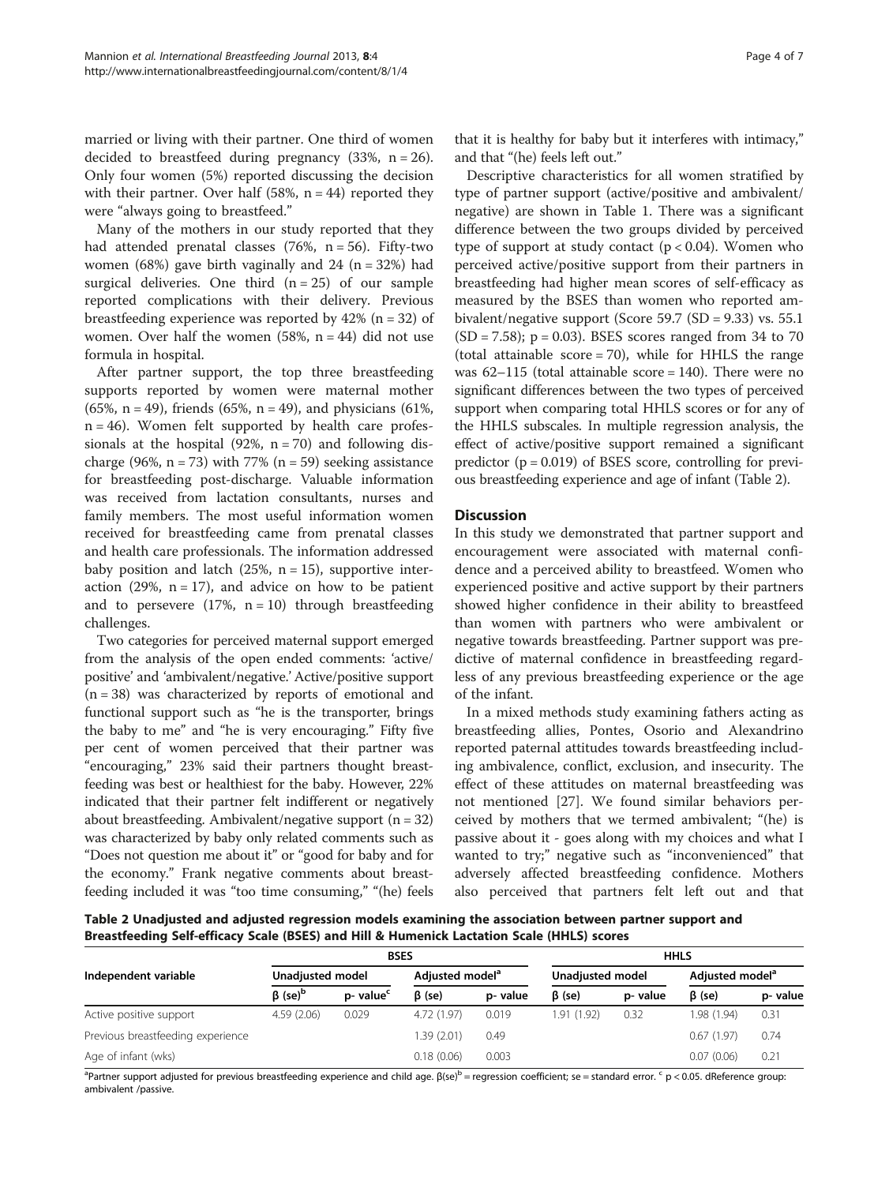married or living with their partner. One third of women decided to breastfeed during pregnancy (33%, n = 26). Only four women (5%) reported discussing the decision with their partner. Over half (58%, n = 44) reported they were "always going to breastfeed."

Many of the mothers in our study reported that they had attended prenatal classes (76%, n = 56). Fifty-two women (68%) gave birth vaginally and 24 (n = 32%) had surgical deliveries. One third (n = 25) of our sample reported complications with their delivery. Previous breastfeeding experience was reported by 42% (n = 32) of women. Over half the women (58%, n = 44) did not use formula in hospital.

After partner support, the top three breastfeeding supports reported by women were maternal mother (65%, n = 49), friends (65%, n = 49), and physicians (61%, n = 46). Women felt supported by health care professionals at the hospital (92%, n = 70) and following discharge (96%, n = 73) with 77% (n = 59) seeking assistance for breastfeeding post-discharge. Valuable information was received from lactation consultants, nurses and family members. The most useful information women received for breastfeeding came from prenatal classes and health care professionals. The information addressed baby position and latch (25%, n = 15), supportive interaction (29%, n = 17), and advice on how to be patient and to persevere (17%, n = 10) through breastfeeding challenges.

Two categories for perceived maternal support emerged from the analysis of the open ended comments: 'active/positive' and 'ambivalent/negative.' Active/positive support (n = 38) was characterized by reports of emotional and functional support such as "he is the transporter, brings the baby to me" and "he is very encouraging." Fifty five per cent of women perceived that their partner was "encouraging," 23% said their partners thought breastfeeding was best or healthiest for the baby. However, 22% indicated that their partner felt indifferent or negatively about breastfeeding. Ambivalent/negative support (n = 32) was characterized by baby only related comments such as "Does not question me about it" or "good for baby and for the economy." Frank negative comments about breastfeeding included it was "too time consuming," "(he) feels that it is healthy for baby but it interferes with intimacy," and that "(he) feels left out."

Descriptive characteristics for all women stratified by type of partner support (active/positive and ambivalent/negative) are shown in Table 1. There was a significant difference between the two groups divided by perceived type of support at study contact ($p < 0.04$). Women who perceived active/positive support from their partners in breastfeeding had higher mean scores of self-efficacy as measured by the BSES than women who reported ambivalent/negative support (Score 59.7 (SD = 9.33) vs. 55.1 (SD = 7.58); $p = 0.03$). BSES scores ranged from 34 to 70 (total attainable score = 70), while for HHLS the range was 62–115 (total attainable score = 140). There were no significant differences between the two types of perceived support when comparing total HHLS scores or for any of the HHLS subscales. In multiple regression analysis, the effect of active/positive support remained a significant predictor ($p = 0.019$) of BSES score, controlling for previous breastfeeding experience and age of infant (Table 2).

## Discussion

In this study we demonstrated that partner support and encouragement were associated with maternal confidence and a perceived ability to breastfeed. Women who experienced positive and active support by their partners showed higher confidence in their ability to breastfeed than women with partners who were ambivalent or negative towards breastfeeding. Partner support was predictive of maternal confidence in breastfeeding regardless of any previous breastfeeding experience or the age of the infant.

In a mixed methods study examining fathers acting as breastfeeding allies, Pontes, Osorio and Alexandrino reported paternal attitudes towards breastfeeding including ambivalence, conflict, exclusion, and insecurity. The effect of these attitudes on maternal breastfeeding was not mentioned [27]. We found similar behaviors perceived by mothers that we termed ambivalent; "(he) is passive about it - goes along with my choices and what I wanted to try;" negative such as "inconvenienced" that adversely affected breastfeeding confidence. Mothers also perceived that partners felt left out and that

**Table 2 Unadjusted and adjusted regression models examining the association between partner support and Breastfeeding Self-efficacy Scale (BSES) and Hill & Humenick Lactation Scale (HHLS) scores**

| Independent variable | BSES | | | | HHLS | | | |
|---|---|---|---|---|---|---|---|---|
| | Unadjusted model | | Adjusted model[a] | | Unadjusted model | | Adjusted model[a] | |
| | β (se)[b] | p- value[c] | β (se) | p- value | β (se) | p- value | β (se) | p- value |
| Active positive support | 4.59 (2.06) | 0.029 | 4.72 (1.97) | 0.019 | 1.91 (1.92) | 0.32 | 1.98 (1.94) | 0.31 |
| Previous breastfeeding experience | | | 1.39 (2.01) | 0.49 | | | 0.67 (1.97) | 0.74 |
| Age of infant (wks) | | | 0.18 (0.06) | 0.003 | | | 0.07 (0.06) | 0.21 |

[a]Partner support adjusted for previous breastfeeding experience and child age. β(se)[b] = regression coefficient; se = standard error. [c] $p < 0.05$. dReference group: ambivalent /passive.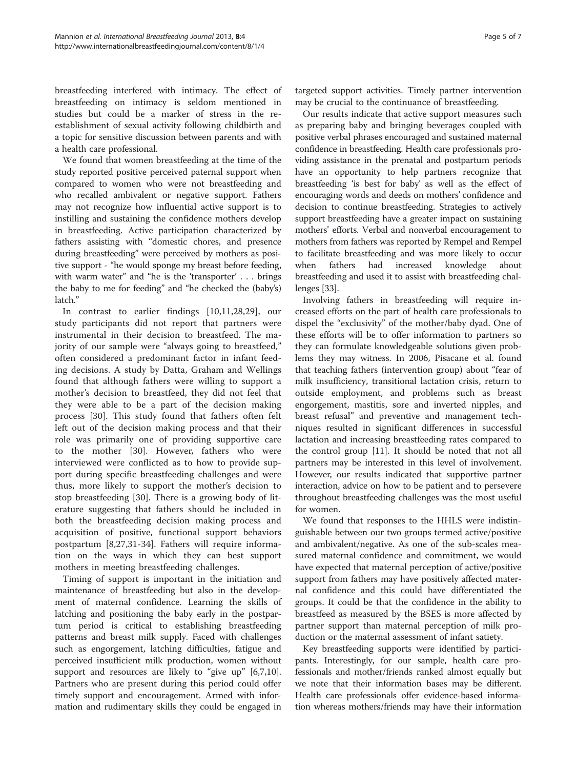breastfeeding interfered with intimacy. The effect of breastfeeding on intimacy is seldom mentioned in studies but could be a marker of stress in the re-establishment of sexual activity following childbirth and a topic for sensitive discussion between parents and with a health care professional.

We found that women breastfeeding at the time of the study reported positive perceived paternal support when compared to women who were not breastfeeding and who recalled ambivalent or negative support. Fathers may not recognize how influential active support is to instilling and sustaining the confidence mothers develop in breastfeeding. Active participation characterized by fathers assisting with "domestic chores, and presence during breastfeeding" were perceived by mothers as positive support - "he would sponge my breast before feeding, with warm water" and "he is the 'transporter' . . . brings the baby to me for feeding" and "he checked the (baby's) latch."

In contrast to earlier findings [10,11,28,29], our study participants did not report that partners were instrumental in their decision to breastfeed. The majority of our sample were "always going to breastfeed," often considered a predominant factor in infant feeding decisions. A study by Datta, Graham and Wellings found that although fathers were willing to support a mother's decision to breastfeed, they did not feel that they were able to be a part of the decision making process [30]. This study found that fathers often felt left out of the decision making process and that their role was primarily one of providing supportive care to the mother [30]. However, fathers who were interviewed were conflicted as to how to provide support during specific breastfeeding challenges and were thus, more likely to support the mother's decision to stop breastfeeding [30]. There is a growing body of literature suggesting that fathers should be included in both the breastfeeding decision making process and acquisition of positive, functional support behaviors postpartum [8,27,31-34]. Fathers will require information on the ways in which they can best support mothers in meeting breastfeeding challenges.

Timing of support is important in the initiation and maintenance of breastfeeding but also in the development of maternal confidence. Learning the skills of latching and positioning the baby early in the postpartum period is critical to establishing breastfeeding patterns and breast milk supply. Faced with challenges such as engorgement, latching difficulties, fatigue and perceived insufficient milk production, women without support and resources are likely to "give up" [6,7,10]. Partners who are present during this period could offer timely support and encouragement. Armed with information and rudimentary skills they could be engaged in targeted support activities. Timely partner intervention may be crucial to the continuance of breastfeeding.

Our results indicate that active support measures such as preparing baby and bringing beverages coupled with positive verbal phrases encouraged and sustained maternal confidence in breastfeeding. Health care professionals providing assistance in the prenatal and postpartum periods have an opportunity to help partners recognize that breastfeeding 'is best for baby' as well as the effect of encouraging words and deeds on mothers' confidence and decision to continue breastfeeding. Strategies to actively support breastfeeding have a greater impact on sustaining mothers' efforts. Verbal and nonverbal encouragement to mothers from fathers was reported by Rempel and Rempel to facilitate breastfeeding and was more likely to occur when fathers had increased knowledge about breastfeeding and used it to assist with breastfeeding challenges [33].

Involving fathers in breastfeeding will require increased efforts on the part of health care professionals to dispel the "exclusivity" of the mother/baby dyad. One of these efforts will be to offer information to partners so they can formulate knowledgeable solutions given problems they may witness. In 2006, Pisacane et al. found that teaching fathers (intervention group) about "fear of milk insufficiency, transitional lactation crisis, return to outside employment, and problems such as breast engorgement, mastitis, sore and inverted nipples, and breast refusal" and preventive and management techniques resulted in significant differences in successful lactation and increasing breastfeeding rates compared to the control group [11]. It should be noted that not all partners may be interested in this level of involvement. However, our results indicated that supportive partner interaction, advice on how to be patient and to persevere throughout breastfeeding challenges was the most useful for women.

We found that responses to the HHLS were indistinguishable between our two groups termed active/positive and ambivalent/negative. As one of the sub-scales measured maternal confidence and commitment, we would have expected that maternal perception of active/positive support from fathers may have positively affected maternal confidence and this could have differentiated the groups. It could be that the confidence in the ability to breastfeed as measured by the BSES is more affected by partner support than maternal perception of milk production or the maternal assessment of infant satiety.

Key breastfeeding supports were identified by participants. Interestingly, for our sample, health care professionals and mother/friends ranked almost equally but we note that their information bases may be different. Health care professionals offer evidence-based information whereas mothers/friends may have their information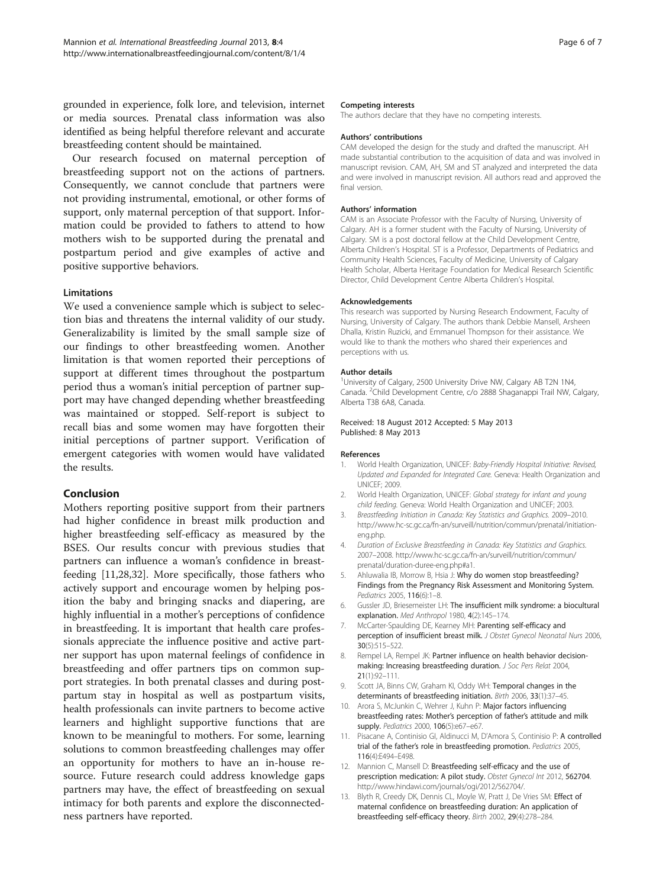grounded in experience, folk lore, and television, internet or media sources. Prenatal class information was also identified as being helpful therefore relevant and accurate breastfeeding content should be maintained.

Our research focused on maternal perception of breastfeeding support not on the actions of partners. Consequently, we cannot conclude that partners were not providing instrumental, emotional, or other forms of support, only maternal perception of that support. Information could be provided to fathers to attend to how mothers wish to be supported during the prenatal and postpartum period and give examples of active and positive supportive behaviors.

### Limitations

We used a convenience sample which is subject to selection bias and threatens the internal validity of our study. Generalizability is limited by the small sample size of our findings to other breastfeeding women. Another limitation is that women reported their perceptions of support at different times throughout the postpartum period thus a woman's initial perception of partner support may have changed depending whether breastfeeding was maintained or stopped. Self-report is subject to recall bias and some women may have forgotten their initial perceptions of partner support. Verification of emergent categories with women would have validated the results.

## Conclusion

Mothers reporting positive support from their partners had higher confidence in breast milk production and higher breastfeeding self-efficacy as measured by the BSES. Our results concur with previous studies that partners can influence a woman's confidence in breastfeeding [11,28,32]. More specifically, those fathers who actively support and encourage women by helping position the baby and bringing snacks and diapering, are highly influential in a mother's perceptions of confidence in breastfeeding. It is important that health care professionals appreciate the influence positive and active partner support has upon maternal feelings of confidence in breastfeeding and offer partners tips on common support strategies. In both prenatal classes and during postpartum stay in hospital as well as postpartum visits, health professionals can invite partners to become active learners and highlight supportive functions that are known to be meaningful to mothers. For some, learning solutions to common breastfeeding challenges may offer an opportunity for mothers to have an in-house resource. Future research could address knowledge gaps partners may have, the effect of breastfeeding on sexual intimacy for both parents and explore the disconnectedness partners have reported.

#### Competing interests
The authors declare that they have no competing interests.

#### Authors' contributions
CAM developed the design for the study and drafted the manuscript. AH made substantial contribution to the acquisition of data and was involved in manuscript revision. CAM, AH, SM and ST analyzed and interpreted the data and were involved in manuscript revision. All authors read and approved the final version.

#### Authors' information
CAM is an Associate Professor with the Faculty of Nursing, University of Calgary. AH is a former student with the Faculty of Nursing, University of Calgary. SM is a post doctoral fellow at the Child Development Centre, Alberta Children's Hospital. ST is a Professor, Departments of Pediatrics and Community Health Sciences, Faculty of Medicine, University of Calgary Health Scholar, Alberta Heritage Foundation for Medical Research Scientific Director, Child Development Centre Alberta Children's Hospital.

#### Acknowledgements
This research was supported by Nursing Research Endowment, Faculty of Nursing, University of Calgary. The authors thank Debbie Mansell, Arsheen Dhalla, Kristin Ruzicki, and Emmanuel Thompson for their assistance. We would like to thank the mothers who shared their experiences and perceptions with us.

#### Author details
[1]University of Calgary, 2500 University Drive NW, Calgary AB T2N 1N4, Canada. [2]Child Development Centre, c/o 2888 Shaganappi Trail NW, Calgary, Alberta T3B 6A8, Canada.

Received: 18 August 2012 Accepted: 5 May 2013
Published: 8 May 2013

#### References

1. World Health Organization, UNICEF: *Baby-Friendly Hospital Initiative: Revised, Updated and Expanded for Integrated Care.* Geneva: Health Organization and UNICEF; 2009.
2. World Health Organization, UNICEF: *Global strategy for infant and young child feeding.* Geneva: World Health Organization and UNICEF; 2003.
3. *Breastfeeding Initiation in Canada: Key Statistics and Graphics.* 2009–2010. http://www.hc-sc.gc.ca/fn-an/surveill/nutrition/commun/prenatal/initiation-eng.php.
4. *Duration of Exclusive Breastfeeding in Canada: Key Statistics and Graphics.* 2007–2008. http://www.hc-sc.gc.ca/fn-an/surveill/nutrition/commun/prenatal/duration-duree-eng.php#a1.
5. Ahluwalia IB, Morrow B, Hsia J: **Why do women stop breastfeeding? Findings from the Pregnancy Risk Assessment and Monitoring System.** *Pediatrics* 2005, **116**(6):1–8.
6. Gussler JD, Briesemeister LH: **The insufficient milk syndrome: a biocultural explanation.** *Med Anthropol* 1980, **4**(2):145–174.
7. McCarter-Spaulding DE, Kearney MH: **Parenting self-efficacy and perception of insufficient breast milk.** *J Obstet Gynecol Neonatal Nurs* 2006, **30**(5):515–522.
8. Rempel LA, Rempel JK: **Partner influence on health behavior decision-making: Increasing breastfeeding duration.** *J Soc Pers Relat* 2004, **21**(1):92–111.
9. Scott JA, Binns CW, Graham KI, Oddy WH: **Temporal changes in the determinants of breastfeeding initiation.** *Birth* 2006, **33**(1):37–45.
10. Arora S, McJunkin C, Wehrer J, Kuhn P: **Major factors influencing breastfeeding rates: Mother's perception of father's attitude and milk supply.** *Pediatrics* 2000, **106**(5):e67–e67.
11. Pisacane A, Continisio GI, Aldinucci M, D'Amora S, Continisio P: **A controlled trial of the father's role in breastfeeding promotion.** *Pediatrics* 2005, **116**(4):E494–E498.
12. Mannion C, Mansell D: **Breastfeeding self-efficacy and the use of prescription medication: A pilot study.** *Obstet Gynecol Int* 2012, 562704. http://www.hindawi.com/journals/ogi/2012/562704/.
13. Blyth R, Creedy DK, Dennis CL, Moyle W, Pratt J, De Vries SM: **Effect of maternal confidence on breastfeeding duration: An application of breastfeeding self-efficacy theory.** *Birth* 2002, **29**(4):278–284.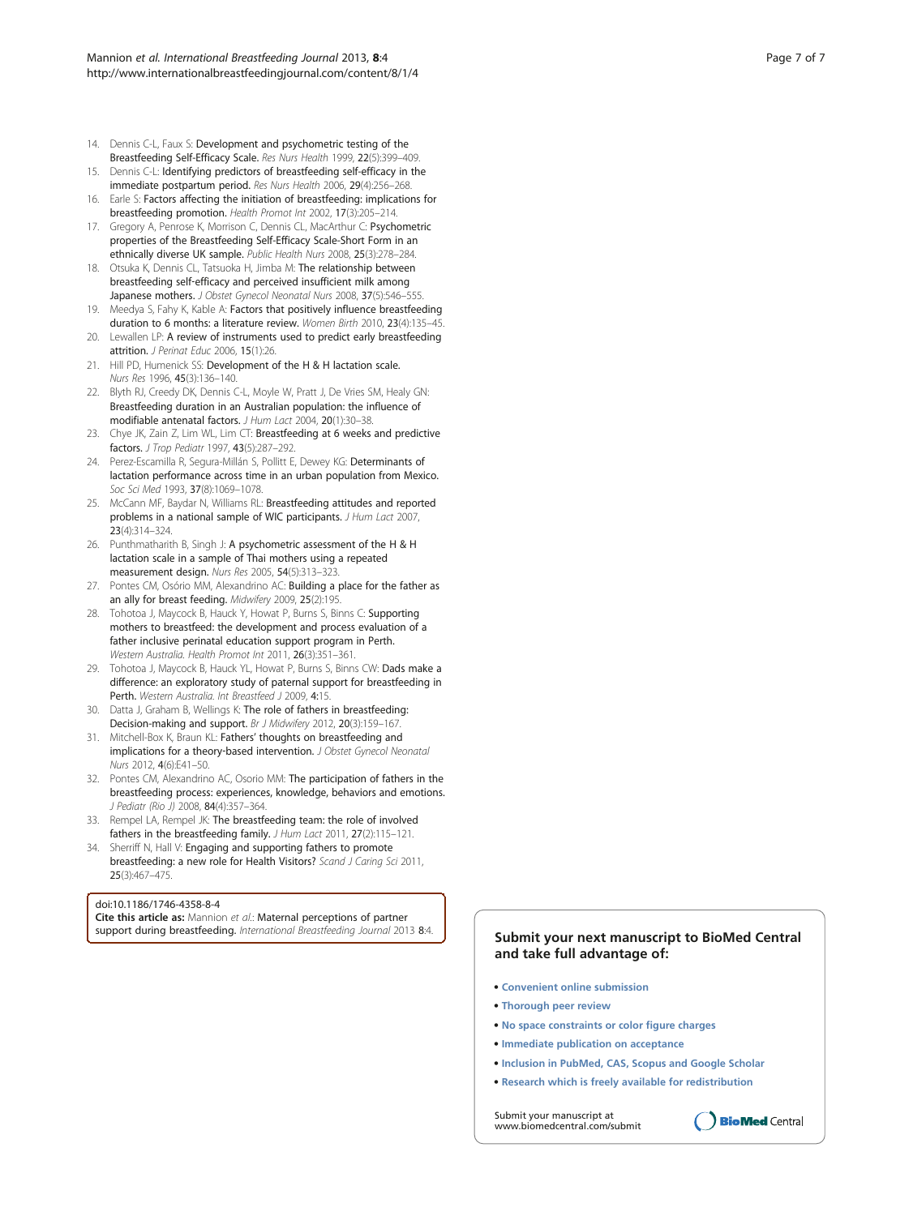14. Dennis C-L, Faux S: **Development and psychometric testing of the Breastfeeding Self-Efficacy Scale.** *Res Nurs Health* 1999, **22**(5):399–409.
15. Dennis C-L: **Identifying predictors of breastfeeding self-efficacy in the immediate postpartum period.** *Res Nurs Health* 2006, **29**(4):256–268.
16. Earle S: **Factors affecting the initiation of breastfeeding: implications for breastfeeding promotion.** *Health Promot Int* 2002, **17**(3):205–214.
17. Gregory A, Penrose K, Morrison C, Dennis CL, MacArthur C: **Psychometric properties of the Breastfeeding Self-Efficacy Scale-Short Form in an ethnically diverse UK sample.** *Public Health Nurs* 2008, **25**(3):278–284.
18. Otsuka K, Dennis CL, Tatsuoka H, Jimba M: **The relationship between breastfeeding self-efficacy and perceived insufficient milk among Japanese mothers.** *J Obstet Gynecol Neonatal Nurs* 2008, **37**(5):546–555.
19. Meedya S, Fahy K, Kable A: **Factors that positively influence breastfeeding duration to 6 months: a literature review.** *Women Birth* 2010, **23**(4):135–45.
20. Lewallen LP: **A review of instruments used to predict early breastfeeding attrition.** *J Perinat Educ* 2006, **15**(1):26.
21. Hill PD, Humenick SS: **Development of the H & H lactation scale.** *Nurs Res* 1996, **45**(3):136–140.
22. Blyth RJ, Creedy DK, Dennis C-L, Moyle W, Pratt J, De Vries SM, Healy GN: **Breastfeeding duration in an Australian population: the influence of modifiable antenatal factors.** *J Hum Lact* 2004, **20**(1):30–38.
23. Chye JK, Zain Z, Lim WL, Lim CT: **Breastfeeding at 6 weeks and predictive factors.** *J Trop Pediatr* 1997, **43**(5):287–292.
24. Perez-Escamilla R, Segura-Millán S, Pollitt E, Dewey KG: **Determinants of lactation performance across time in an urban population from Mexico.** *Soc Sci Med* 1993, **37**(8):1069–1078.
25. McCann MF, Baydar N, Williams RL: **Breastfeeding attitudes and reported problems in a national sample of WIC participants.** *J Hum Lact* 2007, **23**(4):314–324.
26. Punthmatharith B, Singh J: **A psychometric assessment of the H & H lactation scale in a sample of Thai mothers using a repeated measurement design.** *Nurs Res* 2005, **54**(5):313–323.
27. Pontes CM, Osório MM, Alexandrino AC: **Building a place for the father as an ally for breast feeding.** *Midwifery* 2009, **25**(2):195.
28. Tohotoa J, Maycock B, Hauck Y, Howat P, Burns S, Binns C: **Supporting mothers to breastfeed: the development and process evaluation of a father inclusive perinatal education support program in Perth.** *Western Australia. Health Promot Int* 2011, **26**(3):351–361.
29. Tohotoa J, Maycock B, Hauck YL, Howat P, Burns S, Binns CW: **Dads make a difference: an exploratory study of paternal support for breastfeeding in Perth.** *Western Australia. Int Breastfeed J* 2009, **4**:15.
30. Datta J, Graham B, Wellings K: **The role of fathers in breastfeeding: Decision-making and support.** *Br J Midwifery* 2012, **20**(3):159–167.
31. Mitchell-Box K, Braun KL: **Fathers' thoughts on breastfeeding and implications for a theory-based intervention.** *J Obstet Gynecol Neonatal Nurs* 2012, **4**(6):E41–50.
32. Pontes CM, Alexandrino AC, Osorio MM: **The participation of fathers in the breastfeeding process: experiences, knowledge, behaviors and emotions.** *J Pediatr (Rio J)* 2008, **84**(4):357–364.
33. Rempel LA, Rempel JK: **The breastfeeding team: the role of involved fathers in the breastfeeding family.** *J Hum Lact* 2011, **27**(2):115–121.
34. Sherriff N, Hall V: **Engaging and supporting fathers to promote breastfeeding: a new role for Health Visitors?** *Scand J Caring Sci* 2011, **25**(3):467–475.

doi:10.1186/1746-4358-8-4
**Cite this article as:** Mannion *et al.*: Maternal perceptions of partner support during breastfeeding. *International Breastfeeding Journal* 2013 **8**:4.

**Submit your next manuscript to BioMed Central and take full advantage of:**

- **Convenient online submission**
- **Thorough peer review**
- **No space constraints or color figure charges**
- **Immediate publication on acceptance**
- **Inclusion in PubMed, CAS, Scopus and Google Scholar**
- **Research which is freely available for redistribution**

Submit your manuscript at
www.biomedcentral.com/submit

BioMed Central